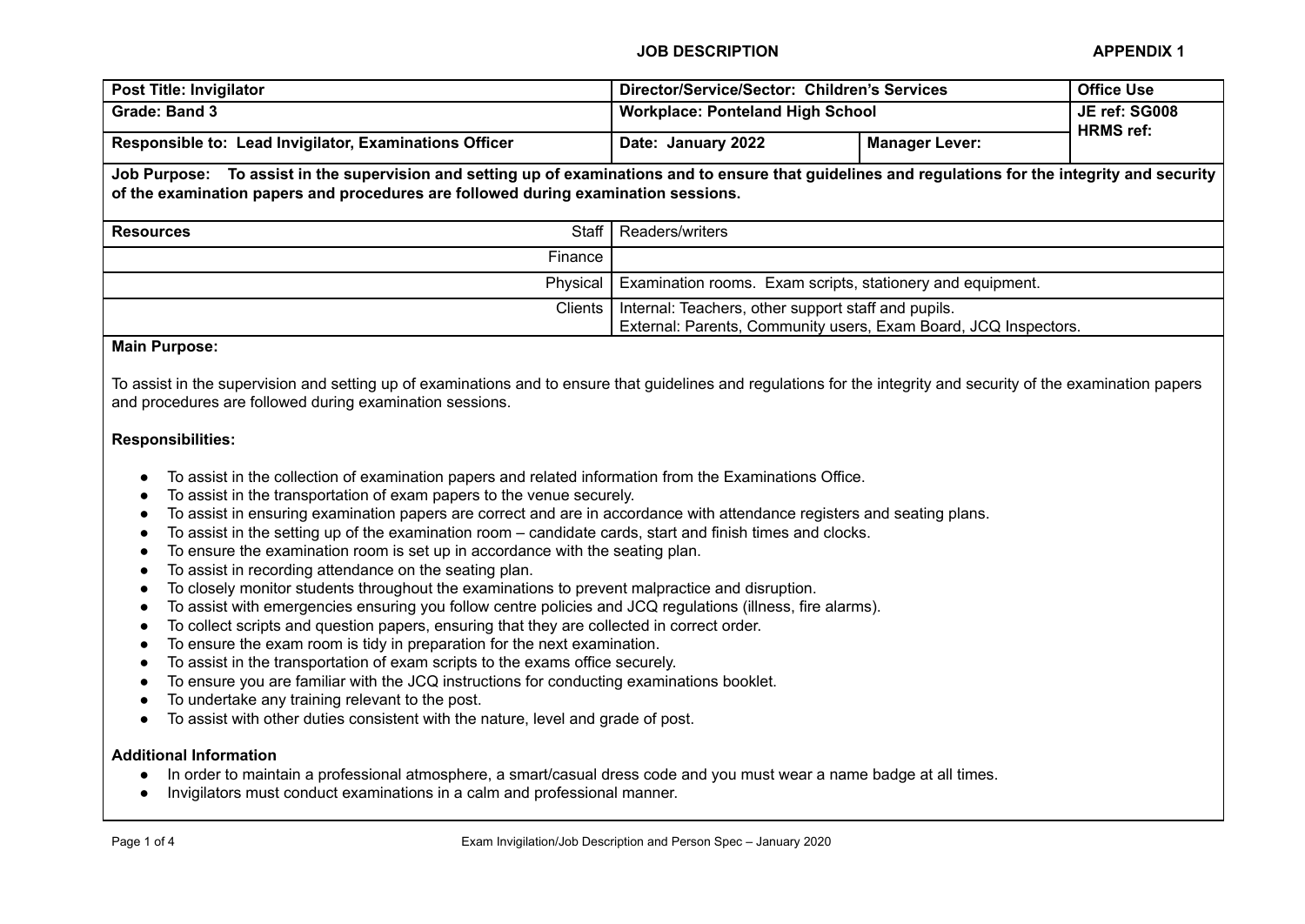**JOB DESCRIPTION** **APPENDIX 1**

| **Post Title: Invigilator** | **Director/Service/Sector: Children's Services** | | **Office Use** |
|---|---|---|---|
| **Grade: Band 3** | **Workplace: Ponteland High School** | | **JE ref: SG008** **HRMS ref:** |
| **Responsible to: Lead Invigilator, Examinations Officer** | **Date: January 2022** | **Manager Lever:** | |

**Job Purpose:** **To assist in the supervision and setting up of examinations and to ensure that guidelines and regulations for the integrity and security of the examination papers and procedures are followed during examination sessions.**

| **Resources** | | |
|---|---|---|
| | Staff | Readers/writers |
| | Finance | |
| | Physical | Examination rooms. Exam scripts, stationery and equipment. |
| | Clients | Internal: Teachers, other support staff and pupils. External: Parents, Community users, Exam Board, JCQ Inspectors. |

**Main Purpose:**

To assist in the supervision and setting up of examinations and to ensure that guidelines and regulations for the integrity and security of the examination papers and procedures are followed during examination sessions.

**Responsibilities:**

- To assist in the collection of examination papers and related information from the Examinations Office.
- To assist in the transportation of exam papers to the venue securely.
- To assist in ensuring examination papers are correct and are in accordance with attendance registers and seating plans.
- To assist in the setting up of the examination room – candidate cards, start and finish times and clocks.
- To ensure the examination room is set up in accordance with the seating plan.
- To assist in recording attendance on the seating plan.
- To closely monitor students throughout the examinations to prevent malpractice and disruption.
- To assist with emergencies ensuring you follow centre policies and JCQ regulations (illness, fire alarms).
- To collect scripts and question papers, ensuring that they are collected in correct order.
- To ensure the exam room is tidy in preparation for the next examination.
- To assist in the transportation of exam scripts to the exams office securely.
- To ensure you are familiar with the JCQ instructions for conducting examinations booklet.
- To undertake any training relevant to the post.
- To assist with other duties consistent with the nature, level and grade of post.

**Additional Information**

- In order to maintain a professional atmosphere, a smart/casual dress code and you must wear a name badge at all times.
- Invigilators must conduct examinations in a calm and professional manner.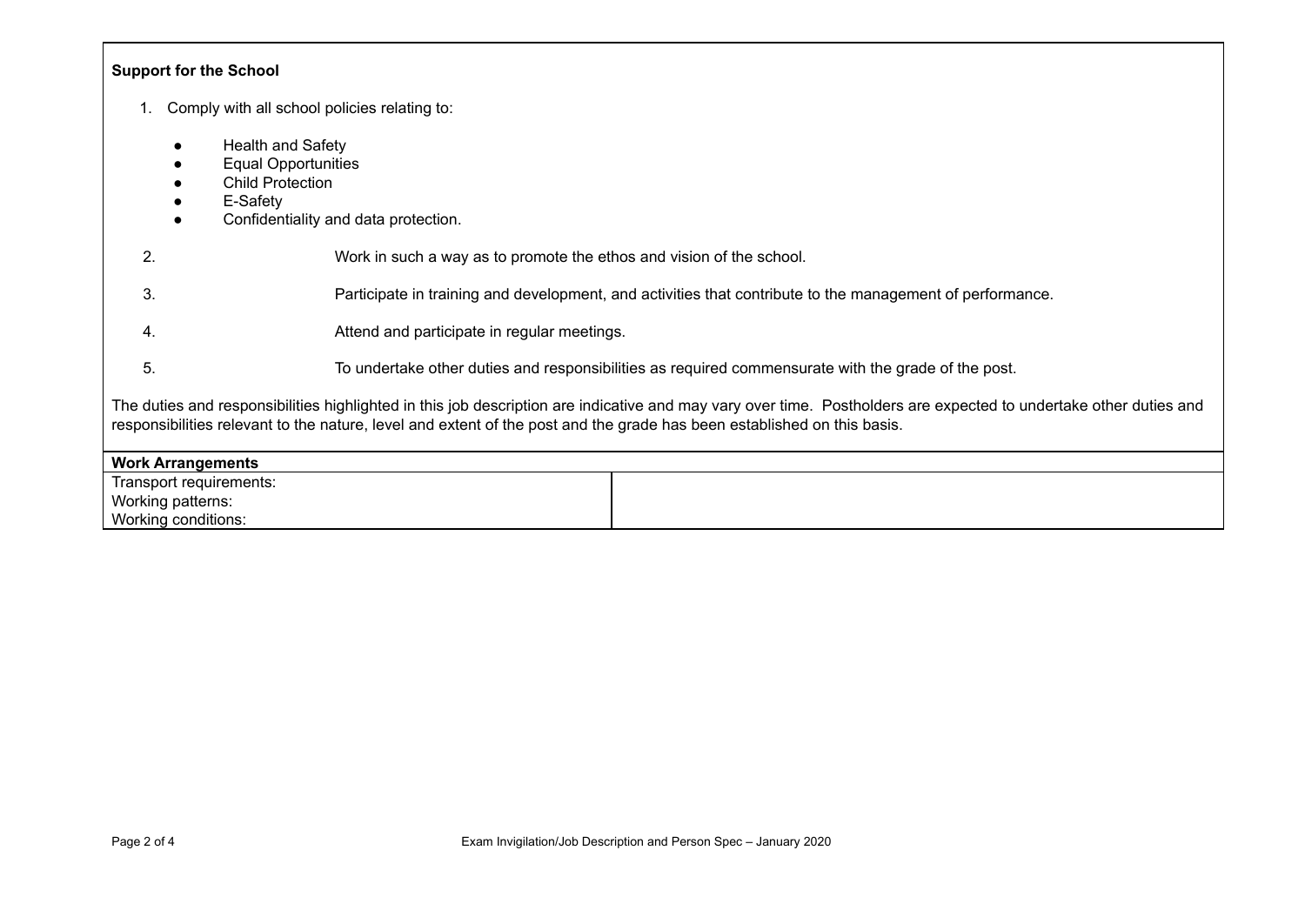**Support for the School**

1. Comply with all school policies relating to:

   - Health and Safety
   - Equal Opportunities
   - Child Protection
   - E-Safety
   - Confidentiality and data protection.

2. Work in such a way as to promote the ethos and vision of the school.

3. Participate in training and development, and activities that contribute to the management of performance.

4. Attend and participate in regular meetings.

5. To undertake other duties and responsibilities as required commensurate with the grade of the post.

The duties and responsibilities highlighted in this job description are indicative and may vary over time. Postholders are expected to undertake other duties and responsibilities relevant to the nature, level and extent of the post and the grade has been established on this basis.

| **Work Arrangements** | |
|---|---|
| Transport requirements:<br>Working patterns:<br>Working conditions: | |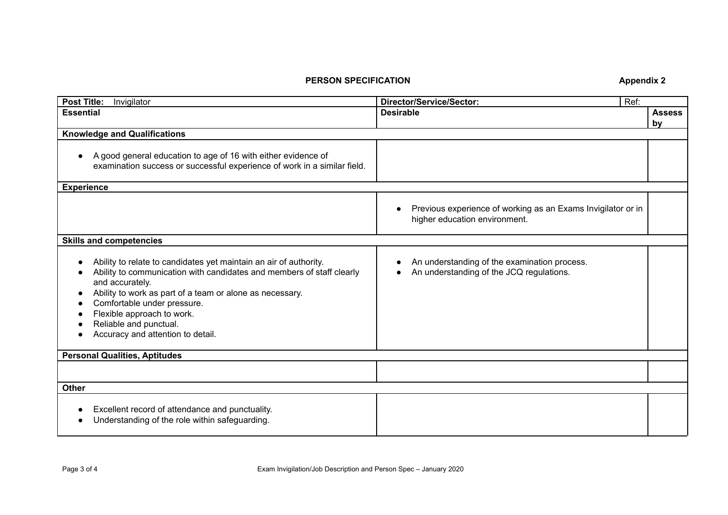**PERSON SPECIFICATION** **Appendix 2**

| **Post Title:** Invigilator | **Director/Service/Sector:** Ref: | |
|---|---|---|
| **Essential** | **Desirable** | **Assess by** |
| **Knowledge and Qualifications** | | |
| • A good general education to age of 16 with either evidence of examination success or successful experience of work in a similar field. | | |
| **Experience** | | |
| | • Previous experience of working as an Exams Invigilator or in higher education environment. | |
| **Skills and competencies** | | |
| • Ability to relate to candidates yet maintain an air of authority.<br>• Ability to communication with candidates and members of staff clearly and accurately.<br>• Ability to work as part of a team or alone as necessary.<br>• Comfortable under pressure.<br>• Flexible approach to work.<br>• Reliable and punctual.<br>• Accuracy and attention to detail. | • An understanding of the examination process.<br>• An understanding of the JCQ regulations. | |
| **Personal Qualities, Aptitudes** | | |
| | | |
| **Other** | | |
| • Excellent record of attendance and punctuality.<br>• Understanding of the role within safeguarding. | | |

Exam Invigilation/Job Description and Person Spec – January 2020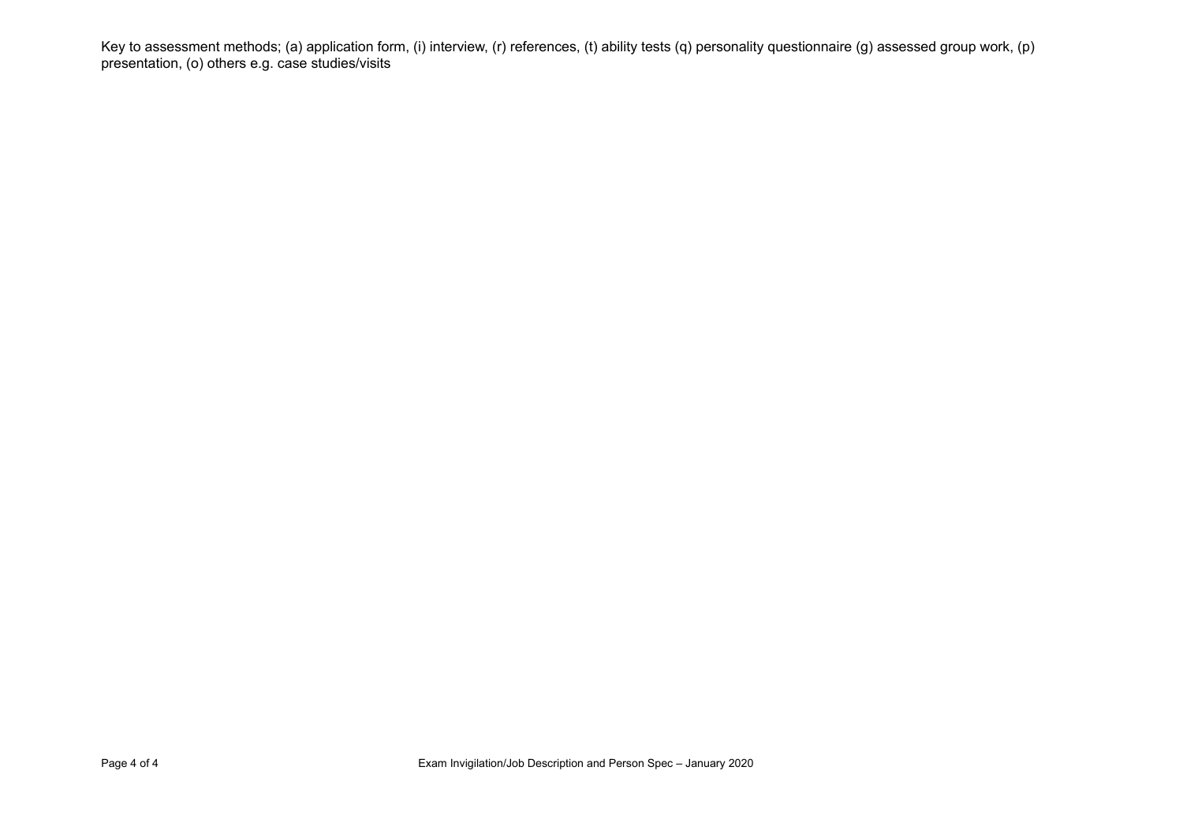Key to assessment methods; (a) application form, (i) interview, (r) references, (t) ability tests (q) personality questionnaire (g) assessed group work, (p) presentation, (o) others e.g. case studies/visits